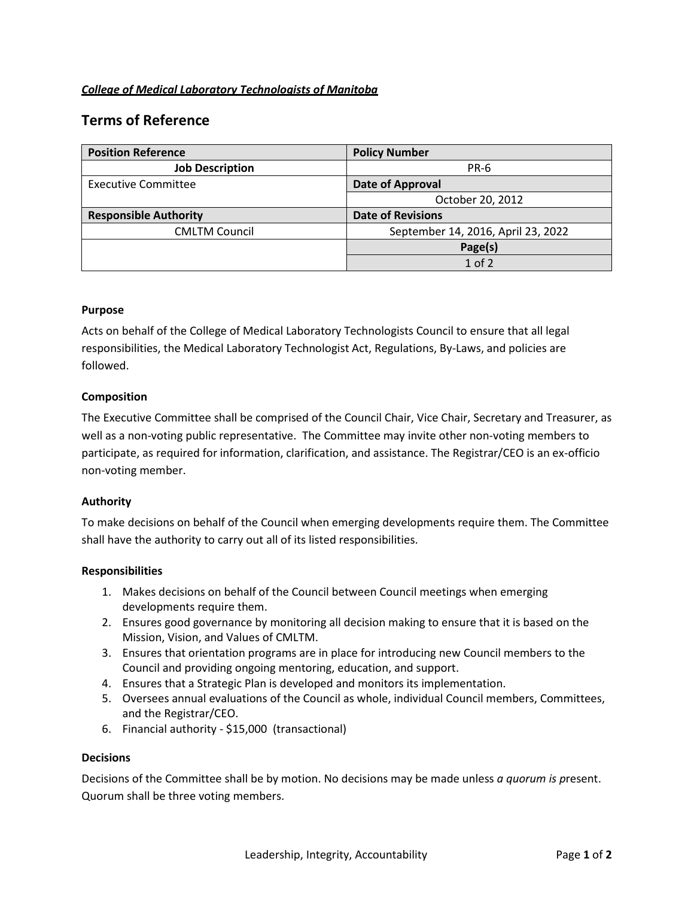***College of Medical Laboratory Technologists of Manitoba***

## Terms of Reference

| **Position Reference** | **Policy Number** |
|---|---|
| **Job Description** | PR-6 |
| Executive Committee | **Date of Approval** |
| | October 20, 2012 |
| **Responsible Authority** | **Date of Revisions** |
| CMLTM Council | September 14, 2016, April 23, 2022 |
| | **Page(s)** |
| | 1 of 2 |

### Purpose

Acts on behalf of the College of Medical Laboratory Technologists Council to ensure that all legal responsibilities, the Medical Laboratory Technologist Act, Regulations, By-Laws, and policies are followed.

### Composition

The Executive Committee shall be comprised of the Council Chair, Vice Chair, Secretary and Treasurer, as well as a non-voting public representative. The Committee may invite other non-voting members to participate, as required for information, clarification, and assistance. The Registrar/CEO is an ex-officio non-voting member.

### Authority

To make decisions on behalf of the Council when emerging developments require them. The Committee shall have the authority to carry out all of its listed responsibilities.

### Responsibilities

1. Makes decisions on behalf of the Council between Council meetings when emerging developments require them.
2. Ensures good governance by monitoring all decision making to ensure that it is based on the Mission, Vision, and Values of CMLTM.
3. Ensures that orientation programs are in place for introducing new Council members to the Council and providing ongoing mentoring, education, and support.
4. Ensures that a Strategic Plan is developed and monitors its implementation.
5. Oversees annual evaluations of the Council as whole, individual Council members, Committees, and the Registrar/CEO.
6. Financial authority - $15,000 (transactional)

### Decisions

Decisions of the Committee shall be by motion. No decisions may be made unless *a quorum is p*resent. Quorum shall be three voting members.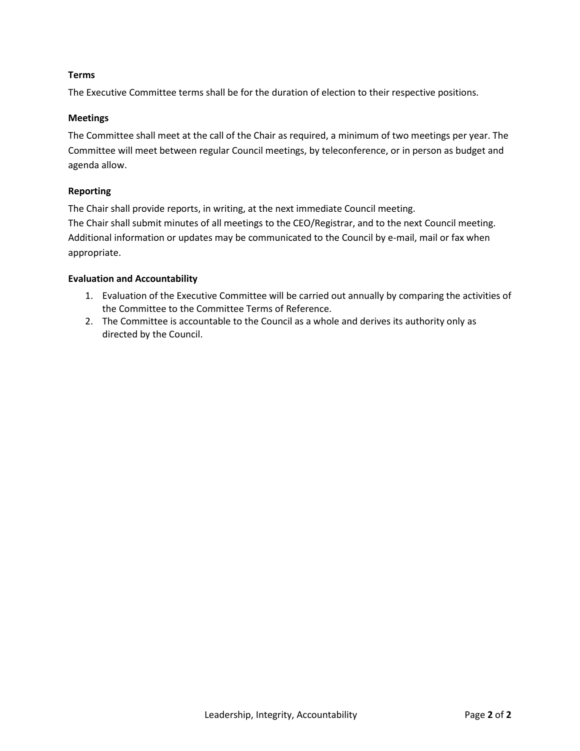### Terms

The Executive Committee terms shall be for the duration of election to their respective positions.

### Meetings

The Committee shall meet at the call of the Chair as required, a minimum of two meetings per year. The Committee will meet between regular Council meetings, by teleconference, or in person as budget and agenda allow.

### Reporting

The Chair shall provide reports, in writing, at the next immediate Council meeting.
The Chair shall submit minutes of all meetings to the CEO/Registrar, and to the next Council meeting. Additional information or updates may be communicated to the Council by e-mail, mail or fax when appropriate.

### Evaluation and Accountability

1. Evaluation of the Executive Committee will be carried out annually by comparing the activities of the Committee to the Committee Terms of Reference.
2. The Committee is accountable to the Council as a whole and derives its authority only as directed by the Council.